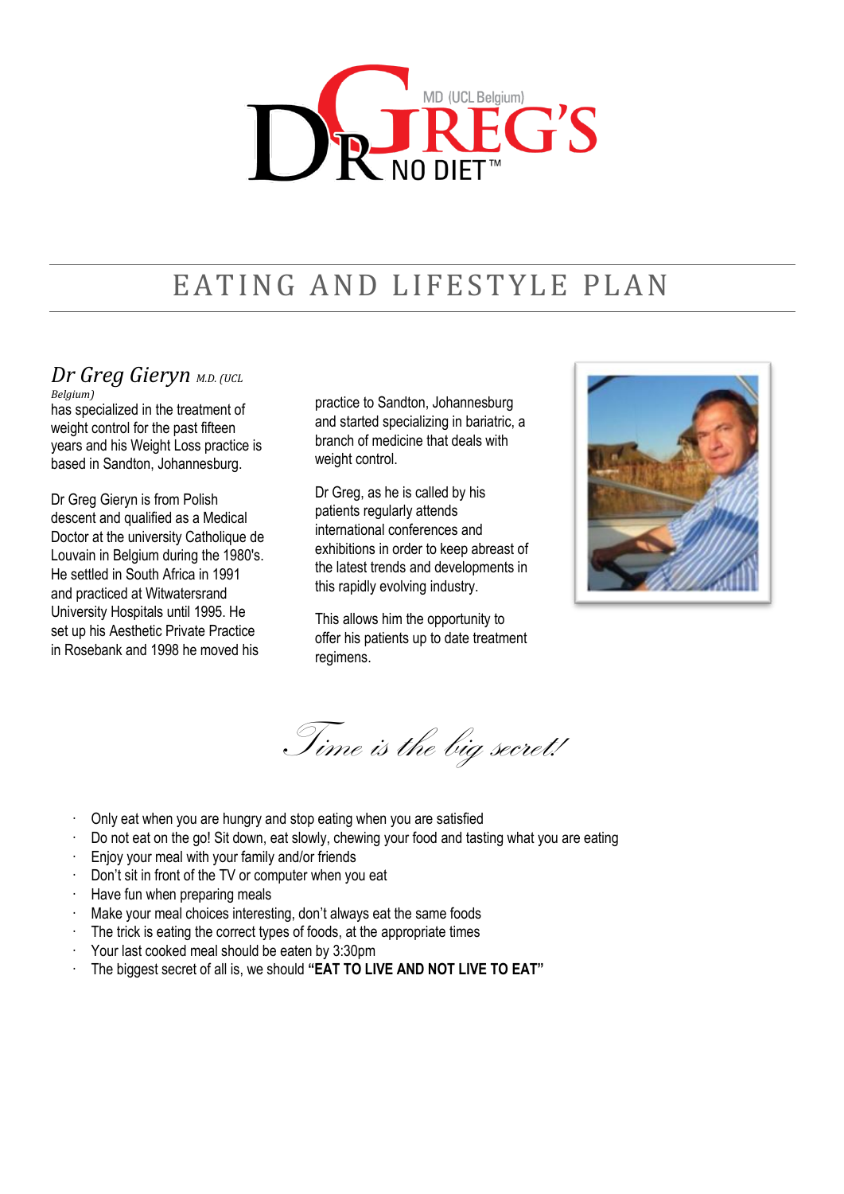DR GREG'S MD (UCL Belgium) NO DIET™

# EATING AND LIFESTYLE PLAN

## Dr Greg Gieryn *M.D. (UCL Belgium)*

has specialized in the treatment of weight control for the past fifteen years and his Weight Loss practice is based in Sandton, Johannesburg.

Dr Greg Gieryn is from Polish descent and qualified as a Medical Doctor at the university Catholique de Louvain in Belgium during the 1980's. He settled in South Africa in 1991 and practiced at Witwatersrand University Hospitals until 1995. He set up his Aesthetic Private Practice in Rosebank and 1998 he moved his practice to Sandton, Johannesburg and started specializing in bariatric, a branch of medicine that deals with weight control.

Dr Greg, as he is called by his patients regularly attends international conferences and exhibitions in order to keep abreast of the latest trends and developments in this rapidly evolving industry.

This allows him the opportunity to offer his patients up to date treatment regimens.

*Time is the big secret!*

- Only eat when you are hungry and stop eating when you are satisfied
- Do not eat on the go! Sit down, eat slowly, chewing your food and tasting what you are eating
- Enjoy your meal with your family and/or friends
- Don't sit in front of the TV or computer when you eat
- Have fun when preparing meals
- Make your meal choices interesting, don't always eat the same foods
- The trick is eating the correct types of foods, at the appropriate times
- Your last cooked meal should be eaten by 3:30pm
- The biggest secret of all is, we should **"EAT TO LIVE AND NOT LIVE TO EAT"**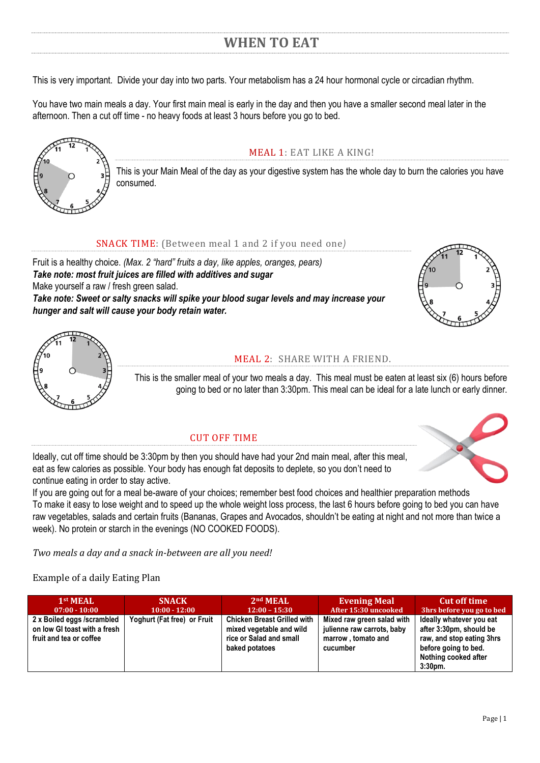# WHEN TO EAT

This is very important. Divide your day into two parts. Your metabolism has a 24 hour hormonal cycle or circadian rhythm.

You have two main meals a day. Your first main meal is early in the day and then you have a smaller second meal later in the afternoon. Then a cut off time - no heavy foods at least 3 hours before you go to bed.

## MEAL 1: EAT LIKE A KING!

This is your Main Meal of the day as your digestive system has the whole day to burn the calories you have consumed.

## SNACK TIME: (Between meal 1 and 2 if you need one)

Fruit is a healthy choice. *(Max. 2 "hard" fruits a day, like apples, oranges, pears)*
***Take note: most fruit juices are filled with additives and sugar***
Make yourself a raw / fresh green salad.
***Take note: Sweet or salty snacks will spike your blood sugar levels and may increase your hunger and salt will cause your body retain water.***

## MEAL 2: SHARE WITH A FRIEND.

This is the smaller meal of your two meals a day. This meal must be eaten at least six (6) hours before going to bed or no later than 3:30pm. This meal can be ideal for a late lunch or early dinner.

## CUT OFF TIME

Ideally, cut off time should be 3:30pm by then you should have had your 2nd main meal, after this meal, eat as few calories as possible. Your body has enough fat deposits to deplete, so you don't need to continue eating in order to stay active.
If you are going out for a meal be-aware of your choices; remember best food choices and healthier preparation methods
To make it easy to lose weight and to speed up the whole weight loss process, the last 6 hours before going to bed you can have raw vegetables, salads and certain fruits (Bananas, Grapes and Avocados, shouldn't be eating at night and not more than twice a week). No protein or starch in the evenings (NO COOKED FOODS).

*Two meals a day and a snack in-between are all you need!*

Example of a daily Eating Plan

| 1st MEAL 07:00 - 10:00 | SNACK 10:00 - 12:00 | 2nd MEAL 12:00 – 15:30 | Evening Meal After 15:30 uncooked | Cut off time 3hrs before you go to bed |
|---|---|---|---|---|
| 2 x Boiled eggs /scrambled on low GI toast with a fresh fruit and tea or coffee | Yoghurt (Fat free) or Fruit | Chicken Breast Grilled with mixed vegetable and wild rice or Salad and small baked potatoes | Mixed raw green salad with julienne raw carrots, baby marrow , tomato and cucumber | Ideally whatever you eat after 3:30pm, should be raw, and stop eating 3hrs before going to bed. Nothing cooked after 3:30pm. |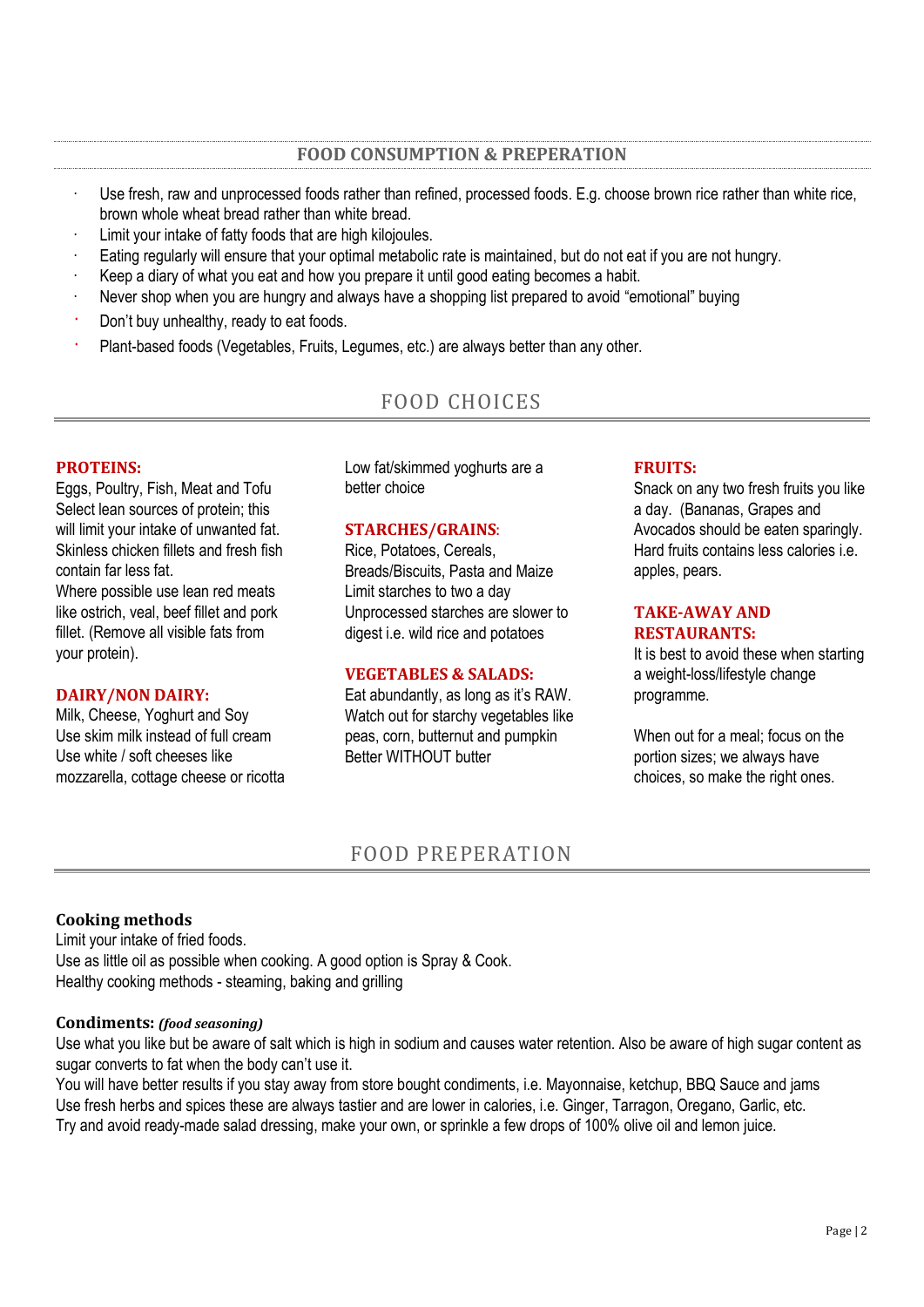## FOOD CONSUMPTION & PREPERATION

- Use fresh, raw and unprocessed foods rather than refined, processed foods. E.g. choose brown rice rather than white rice, brown whole wheat bread rather than white bread.
- Limit your intake of fatty foods that are high kilojoules.
- Eating regularly will ensure that your optimal metabolic rate is maintained, but do not eat if you are not hungry.
- Keep a diary of what you eat and how you prepare it until good eating becomes a habit.
- Never shop when you are hungry and always have a shopping list prepared to avoid "emotional" buying
- Don't buy unhealthy, ready to eat foods.
- Plant-based foods (Vegetables, Fruits, Legumes, etc.) are always better than any other.

## FOOD CHOICES

**PROTEINS:**
Eggs, Poultry, Fish, Meat and Tofu
Select lean sources of protein; this will limit your intake of unwanted fat.
Skinless chicken fillets and fresh fish contain far less fat.
Where possible use lean red meats like ostrich, veal, beef fillet and pork fillet. (Remove all visible fats from your protein).

**DAIRY/NON DAIRY:**
Milk, Cheese, Yoghurt and Soy
Use skim milk instead of full cream
Use white / soft cheeses like mozzarella, cottage cheese or ricotta
Low fat/skimmed yoghurts are a better choice

**STARCHES/GRAINS:**
Rice, Potatoes, Cereals, Breads/Biscuits, Pasta and Maize
Limit starches to two a day
Unprocessed starches are slower to digest i.e. wild rice and potatoes

**VEGETABLES & SALADS:**
Eat abundantly, as long as it's RAW.
Watch out for starchy vegetables like peas, corn, butternut and pumpkin
Better WITHOUT butter

**FRUITS:**
Snack on any two fresh fruits you like a day. (Bananas, Grapes and Avocados should be eaten sparingly. Hard fruits contains less calories i.e. apples, pears.

**TAKE-AWAY AND RESTAURANTS:**
It is best to avoid these when starting a weight-loss/lifestyle change programme.

When out for a meal; focus on the portion sizes; we always have choices, so make the right ones.

## FOOD PREPERATION

### Cooking methods

Limit your intake of fried foods.
Use as little oil as possible when cooking. A good option is Spray & Cook.
Healthy cooking methods - steaming, baking and grilling

### Condiments: *(food seasoning)*

Use what you like but be aware of salt which is high in sodium and causes water retention. Also be aware of high sugar content as sugar converts to fat when the body can't use it.
You will have better results if you stay away from store bought condiments, i.e. Mayonnaise, ketchup, BBQ Sauce and jams
Use fresh herbs and spices these are always tastier and are lower in calories, i.e. Ginger, Tarragon, Oregano, Garlic, etc.
Try and avoid ready-made salad dressing, make your own, or sprinkle a few drops of 100% olive oil and lemon juice.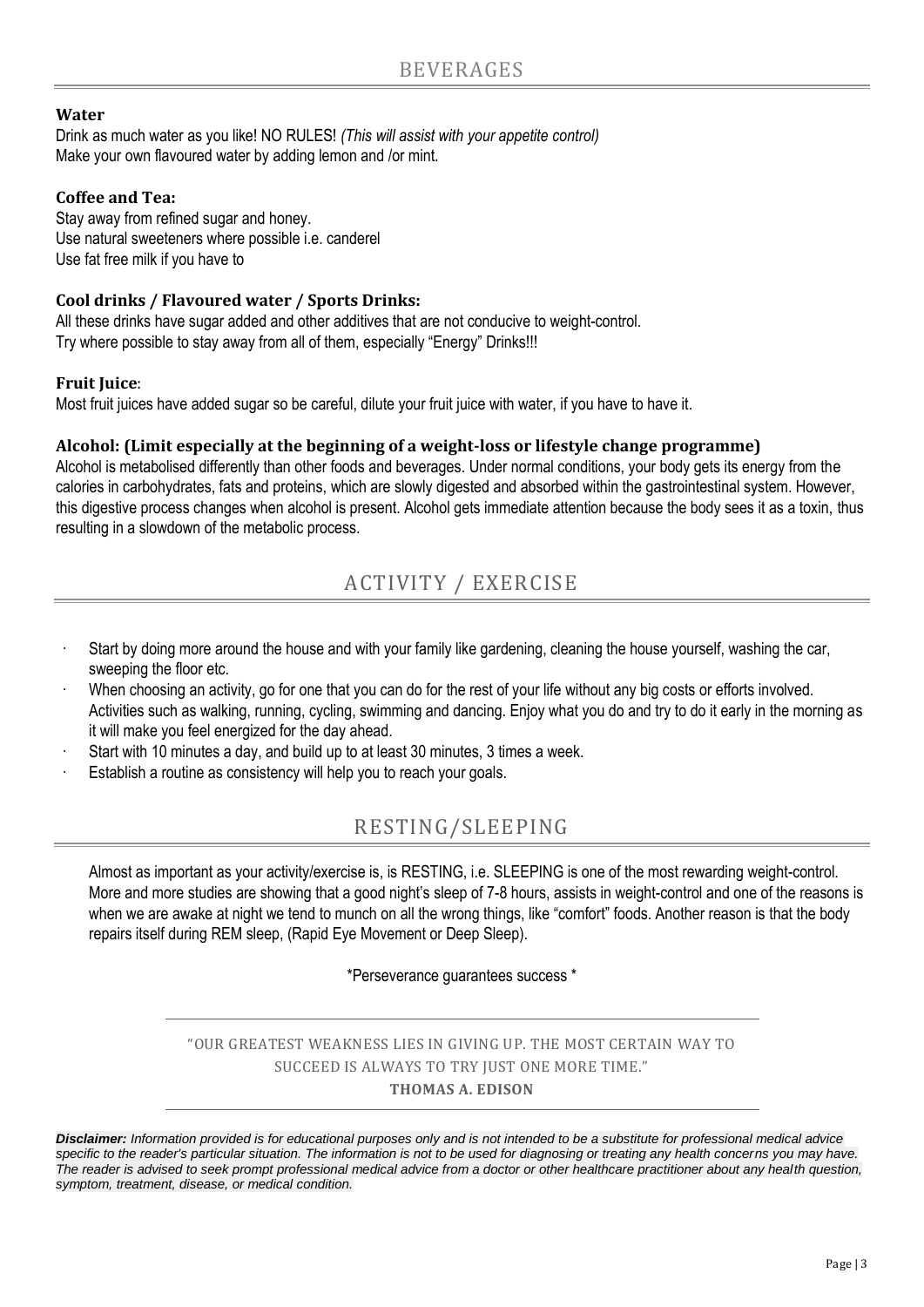## BEVERAGES

### Water

Drink as much water as you like! NO RULES! *(This will assist with your appetite control)*
Make your own flavoured water by adding lemon and /or mint.

### Coffee and Tea:

Stay away from refined sugar and honey.
Use natural sweeteners where possible i.e. canderel
Use fat free milk if you have to

### Cool drinks / Flavoured water / Sports Drinks:

All these drinks have sugar added and other additives that are not conducive to weight-control.
Try where possible to stay away from all of them, especially "Energy" Drinks!!!

### Fruit Juice:

Most fruit juices have added sugar so be careful, dilute your fruit juice with water, if you have to have it.

### Alcohol: (Limit especially at the beginning of a weight-loss or lifestyle change programme)

Alcohol is metabolised differently than other foods and beverages. Under normal conditions, your body gets its energy from the calories in carbohydrates, fats and proteins, which are slowly digested and absorbed within the gastrointestinal system. However, this digestive process changes when alcohol is present. Alcohol gets immediate attention because the body sees it as a toxin, thus resulting in a slowdown of the metabolic process.

## ACTIVITY / EXERCISE

- Start by doing more around the house and with your family like gardening, cleaning the house yourself, washing the car, sweeping the floor etc.
- When choosing an activity, go for one that you can do for the rest of your life without any big costs or efforts involved. Activities such as walking, running, cycling, swimming and dancing. Enjoy what you do and try to do it early in the morning as it will make you feel energized for the day ahead.
- Start with 10 minutes a day, and build up to at least 30 minutes, 3 times a week.
- Establish a routine as consistency will help you to reach your goals.

## RESTING/SLEEPING

Almost as important as your activity/exercise is, is RESTING, i.e. SLEEPING is one of the most rewarding weight-control. More and more studies are showing that a good night's sleep of 7-8 hours, assists in weight-control and one of the reasons is when we are awake at night we tend to munch on all the wrong things, like "comfort" foods. Another reason is that the body repairs itself during REM sleep, (Rapid Eye Movement or Deep Sleep).

*Perseverance guarantees success *

---

"OUR GREATEST WEAKNESS LIES IN GIVING UP. THE MOST CERTAIN WAY TO SUCCEED IS ALWAYS TO TRY JUST ONE MORE TIME."

**THOMAS A. EDISON**

---

***Disclaimer:*** *Information provided is for educational purposes only and is not intended to be a substitute for professional medical advice specific to the reader's particular situation. The information is not to be used for diagnosing or treating any health concerns you may have. The reader is advised to seek prompt professional medical advice from a doctor or other healthcare practitioner about any health question, symptom, treatment, disease, or medical condition.*